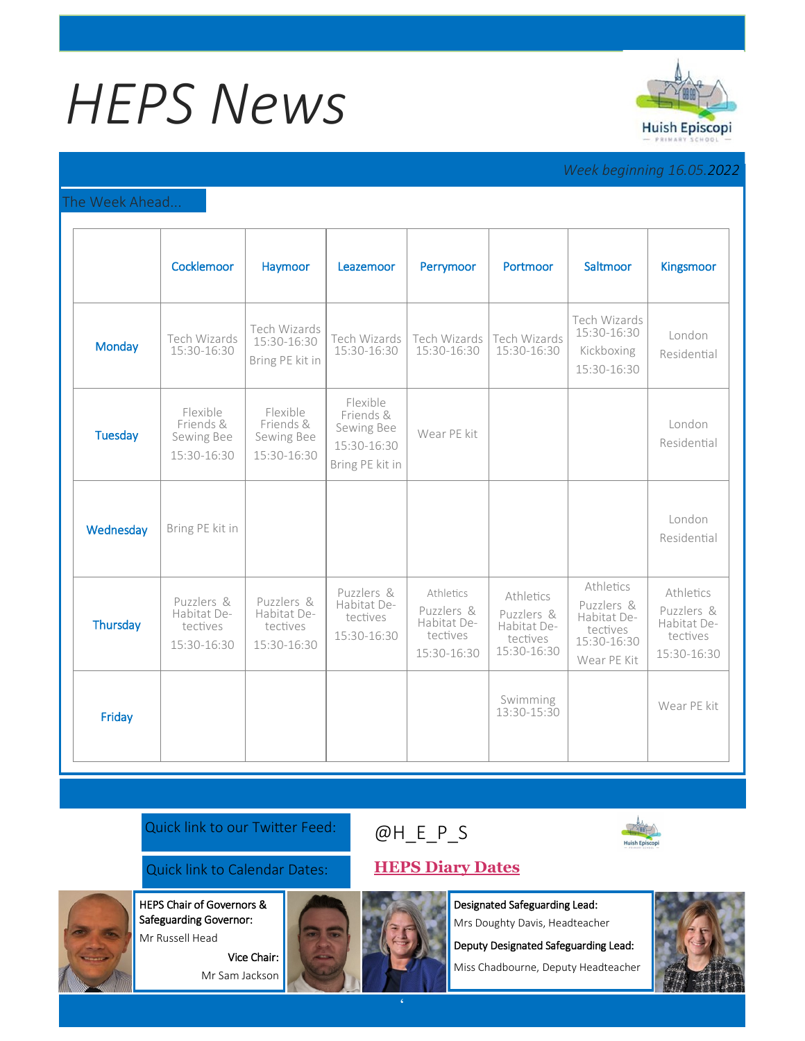# HEPS News

*Week beginning 16.05.2022*

## The Week Ahead...

| | Cocklemoor | Haymoor | Leazemoor | Perrymoor | Portmoor | Saltmoor | Kingsmoor |
|---|---|---|---|---|---|---|---|
| Monday | Tech Wizards 15:30-16:30 | Tech Wizards 15:30-16:30 Bring PE kit in | Tech Wizards 15:30-16:30 | Tech Wizards 15:30-16:30 | Tech Wizards 15:30-16:30 | Tech Wizards 15:30-16:30 Kickboxing 15:30-16:30 | London Residential |
| Tuesday | Flexible Friends & Sewing Bee 15:30-16:30 | Flexible Friends & Sewing Bee 15:30-16:30 | Flexible Friends & Sewing Bee 15:30-16:30 Bring PE kit in | Wear PE kit | | | London Residential |
| Wednesday | Bring PE kit in | | | | | | London Residential |
| Thursday | Puzzlers & Habitat Detectives 15:30-16:30 | Puzzlers & Habitat Detectives 15:30-16:30 | Puzzlers & Habitat Detectives 15:30-16:30 | Athletics Puzzlers & Habitat Detectives 15:30-16:30 | Athletics Puzzlers & Habitat Detectives 15:30-16:30 | Athletics Puzzlers & Habitat Detectives 15:30-16:30 Wear PE Kit | Athletics Puzzlers & Habitat Detectives 15:30-16:30 |
| Friday | | | | | Swimming 13:30-15:30 | | Wear PE kit |

Quick link to our Twitter Feed: @H_E_P_S

Quick link to Calendar Dates: **HEPS Diary Dates**

**HEPS Chair of Governors & Safeguarding Governor:**
Mr Russell Head

**Vice Chair:**
Mr Sam Jackson

**Designated Safeguarding Lead:**
Mrs Doughty Davis, Headteacher

**Deputy Designated Safeguarding Lead:**
Miss Chadbourne, Deputy Headteacher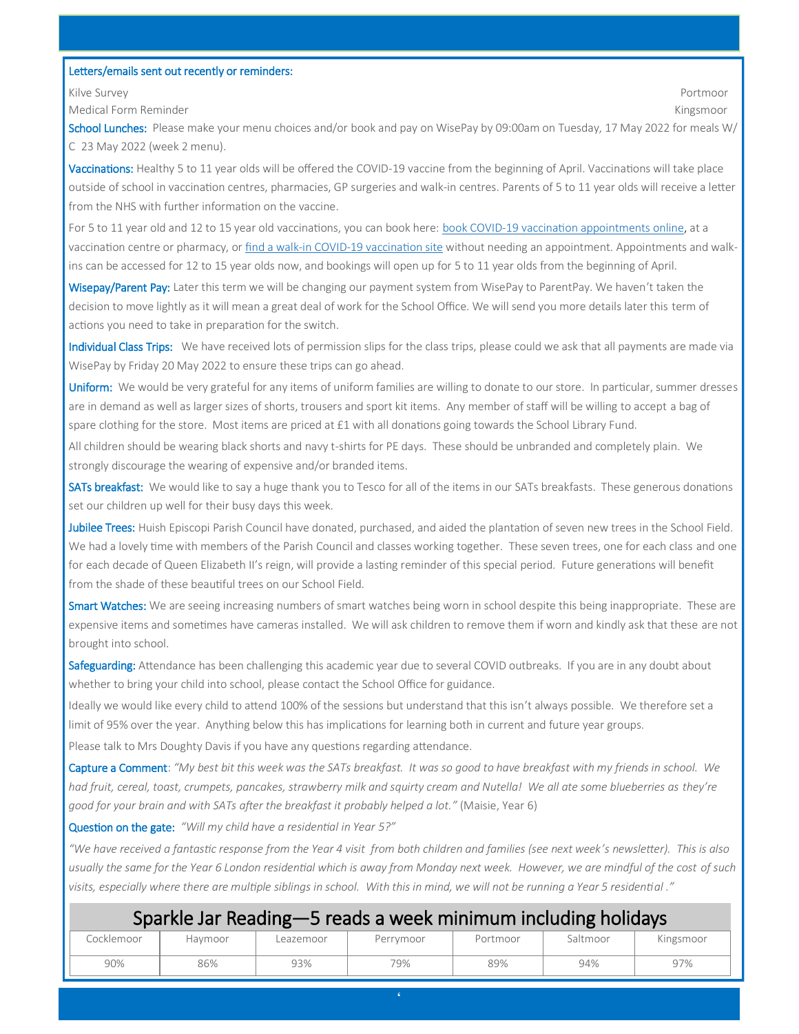**Letters/emails sent out recently or reminders:**

| | |
|---|---|
| Kilve Survey | Portmoor |
| Medical Form Reminder | Kingsmoor |

**School Lunches:** Please make your menu choices and/or book and pay on WisePay by 09:00am on Tuesday, 17 May 2022 for meals W/C 23 May 2022 (week 2 menu).

**Vaccinations:** Healthy 5 to 11 year olds will be offered the COVID-19 vaccine from the beginning of April. Vaccinations will take place outside of school in vaccination centres, pharmacies, GP surgeries and walk-in centres. Parents of 5 to 11 year olds will receive a letter from the NHS with further information on the vaccine.

For 5 to 11 year old and 12 to 15 year old vaccinations, you can book here: book COVID-19 vaccination appointments online, at a vaccination centre or pharmacy, or find a walk-in COVID-19 vaccination site without needing an appointment. Appointments and walk-ins can be accessed for 12 to 15 year olds now, and bookings will open up for 5 to 11 year olds from the beginning of April.

**Wisepay/Parent Pay:** Later this term we will be changing our payment system from WisePay to ParentPay. We haven't taken the decision to move lightly as it will mean a great deal of work for the School Office. We will send you more details later this term of actions you need to take in preparation for the switch.

**Individual Class Trips:** We have received lots of permission slips for the class trips, please could we ask that all payments are made via WisePay by Friday 20 May 2022 to ensure these trips can go ahead.

**Uniform:** We would be very grateful for any items of uniform families are willing to donate to our store. In particular, summer dresses are in demand as well as larger sizes of shorts, trousers and sport kit items. Any member of staff will be willing to accept a bag of spare clothing for the store. Most items are priced at £1 with all donations going towards the School Library Fund.

All children should be wearing black shorts and navy t-shirts for PE days. These should be unbranded and completely plain. We strongly discourage the wearing of expensive and/or branded items.

**SATs breakfast:** We would like to say a huge thank you to Tesco for all of the items in our SATs breakfasts. These generous donations set our children up well for their busy days this week.

**Jubilee Trees:** Huish Episcopi Parish Council have donated, purchased, and aided the plantation of seven new trees in the School Field. We had a lovely time with members of the Parish Council and classes working together. These seven trees, one for each class and one for each decade of Queen Elizabeth II's reign, will provide a lasting reminder of this special period. Future generations will benefit from the shade of these beautiful trees on our School Field.

**Smart Watches:** We are seeing increasing numbers of smart watches being worn in school despite this being inappropriate. These are expensive items and sometimes have cameras installed. We will ask children to remove them if worn and kindly ask that these are not brought into school.

**Safeguarding:** Attendance has been challenging this academic year due to several COVID outbreaks. If you are in any doubt about whether to bring your child into school, please contact the School Office for guidance.

Ideally we would like every child to attend 100% of the sessions but understand that this isn't always possible. We therefore set a limit of 95% over the year. Anything below this has implications for learning both in current and future year groups.

Please talk to Mrs Doughty Davis if you have any questions regarding attendance.

**Capture a Comment**: *"My best bit this week was the SATs breakfast. It was so good to have breakfast with my friends in school. We had fruit, cereal, toast, crumpets, pancakes, strawberry milk and squirty cream and Nutella! We all ate some blueberries as they're good for your brain and with SATs after the breakfast it probably helped a lot."* (Maisie, Year 6)

**Question on the gate:** *"Will my child have a residential in Year 5?"*

*"We have received a fantastic response from the Year 4 visit from both children and families (see next week's newsletter). This is also usually the same for the Year 6 London residential which is away from Monday next week. However, we are mindful of the cost of such visits, especially where there are multiple siblings in school. With this in mind, we will not be running a Year 5 residential."*

## Sparkle Jar Reading—5 reads a week minimum including holidays

| Cocklemoor | Haymoor | Leazemoor | Perrymoor | Portmoor | Saltmoor | Kingsmoor |
|---|---|---|---|---|---|---|
| 90% | 86% | 93% | 79% | 89% | 94% | 97% |